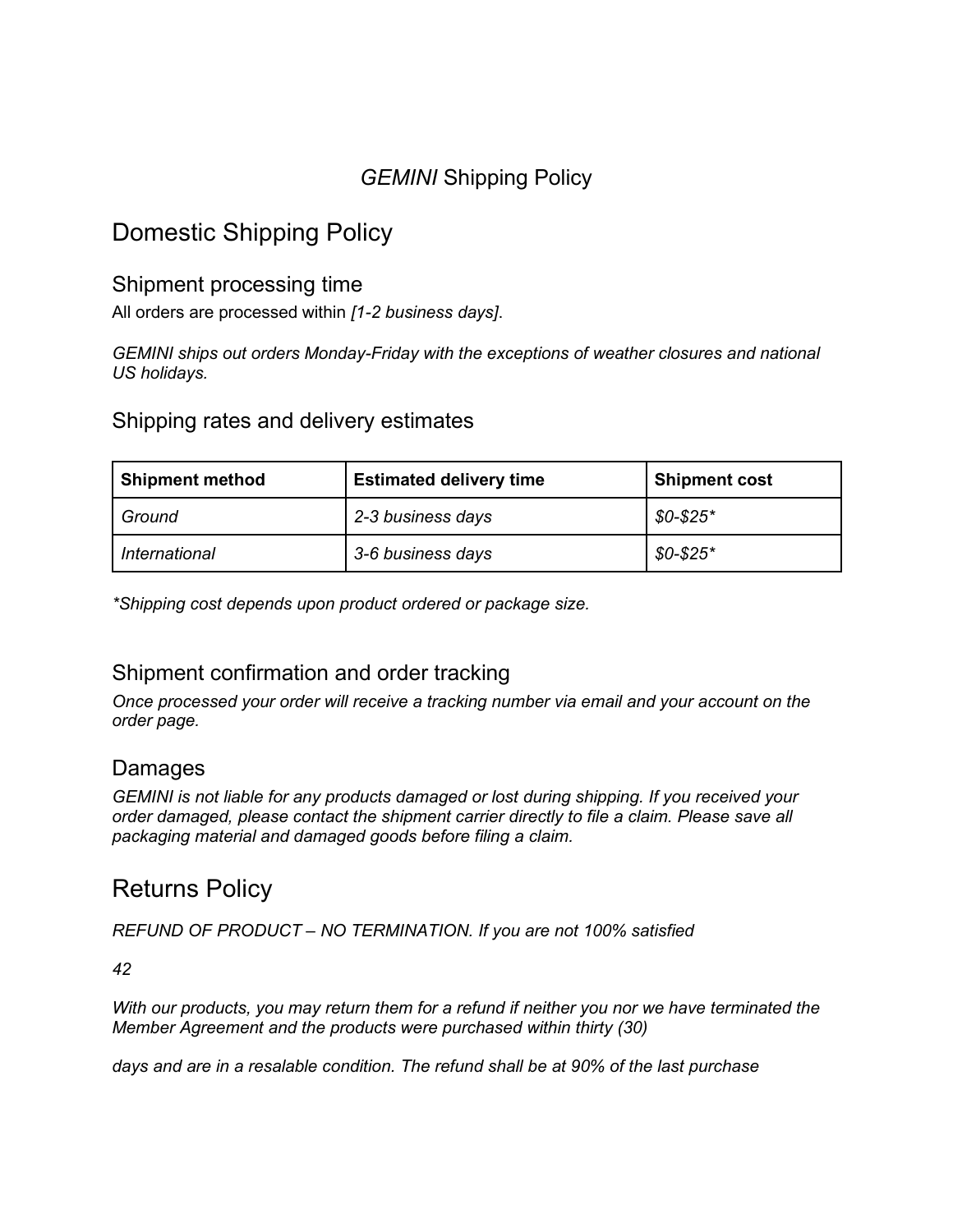# *GEMINI* Shipping Policy

## Domestic Shipping Policy

### Shipment processing time

All orders are processed within *[1-2 business days]*.

*GEMINI ships out orders Monday-Friday with the exceptions of weather closures and national US holidays.*

### Shipping rates and delivery estimates

| **Shipment method** | **Estimated delivery time** | **Shipment cost** |
|---|---|---|
| *Ground* | *2-3 business days* | *$0-$25** |
| *International* | *3-6 business days* | *$0-$25** |

**Shipping cost depends upon product ordered or package size.*

### Shipment confirmation and order tracking

*Once processed your order will receive a tracking number via email and your account on the order page.*

### Damages

*GEMINI is not liable for any products damaged or lost during shipping. If you received your order damaged, please contact the shipment carrier directly to file a claim. Please save all packaging material and damaged goods before filing a claim.*

## Returns Policy

*REFUND OF PRODUCT – NO TERMINATION. If you are not 100% satisfied*

*42*

*With our products, you may return them for a refund if neither you nor we have terminated the Member Agreement and the products were purchased within thirty (30)*

*days and are in a resalable condition. The refund shall be at 90% of the last purchase*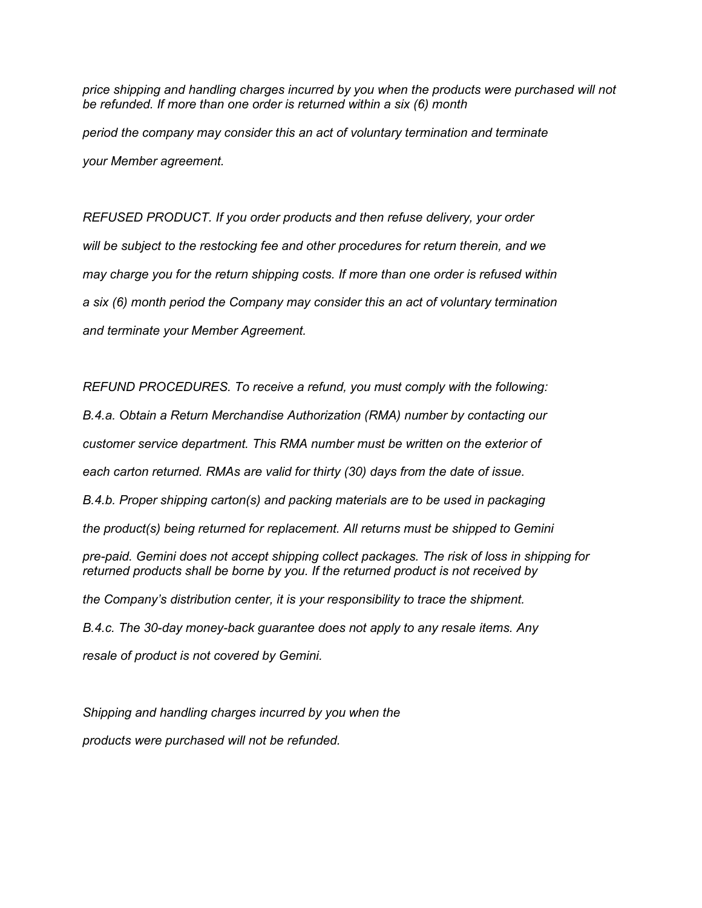*price shipping and handling charges incurred by you when the products were purchased will not be refunded. If more than one order is returned within a six (6) month period the company may consider this an act of voluntary termination and terminate your Member agreement.*

*REFUSED PRODUCT. If you order products and then refuse delivery, your order will be subject to the restocking fee and other procedures for return therein, and we may charge you for the return shipping costs. If more than one order is refused within a six (6) month period the Company may consider this an act of voluntary termination and terminate your Member Agreement.*

*REFUND PROCEDURES. To receive a refund, you must comply with the following:*

*B.4.a. Obtain a Return Merchandise Authorization (RMA) number by contacting our customer service department. This RMA number must be written on the exterior of each carton returned. RMAs are valid for thirty (30) days from the date of issue.*

*B.4.b. Proper shipping carton(s) and packing materials are to be used in packaging the product(s) being returned for replacement. All returns must be shipped to Gemini pre-paid. Gemini does not accept shipping collect packages. The risk of loss in shipping for returned products shall be borne by you. If the returned product is not received by the Company's distribution center, it is your responsibility to trace the shipment.*

*B.4.c. The 30-day money-back guarantee does not apply to any resale items. Any resale of product is not covered by Gemini.*

*Shipping and handling charges incurred by you when the products were purchased will not be refunded.*